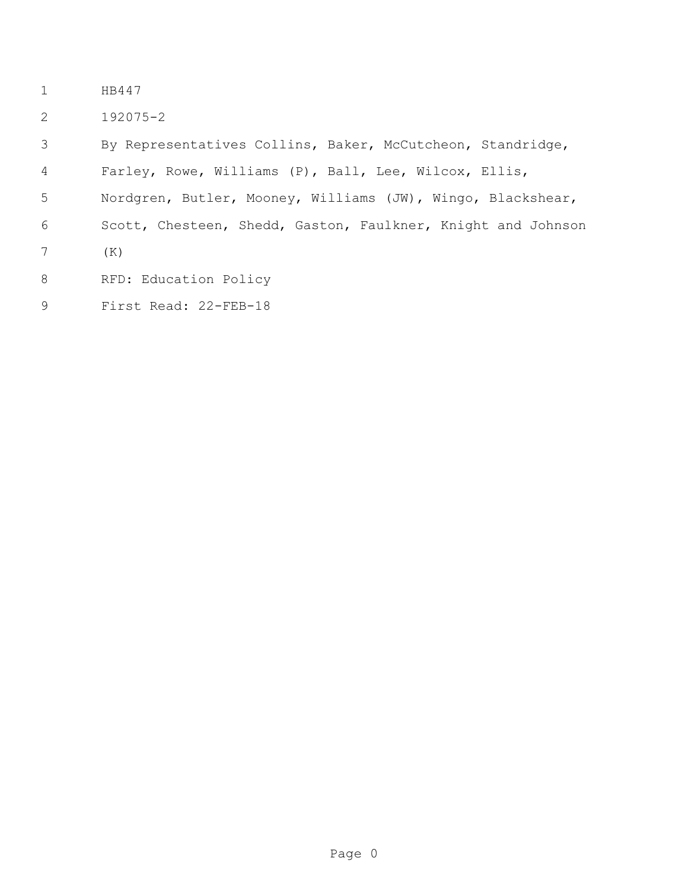HB447

192075-2

By Representatives Collins, Baker, McCutcheon, Standridge, Farley, Rowe, Williams (P), Ball, Lee, Wilcox, Ellis, Nordgren, Butler, Mooney, Williams (JW), Wingo, Blackshear, Scott, Chesteen, Shedd, Gaston, Faulkner, Knight and Johnson (K)

RFD: Education Policy

First Read: 22-FEB-18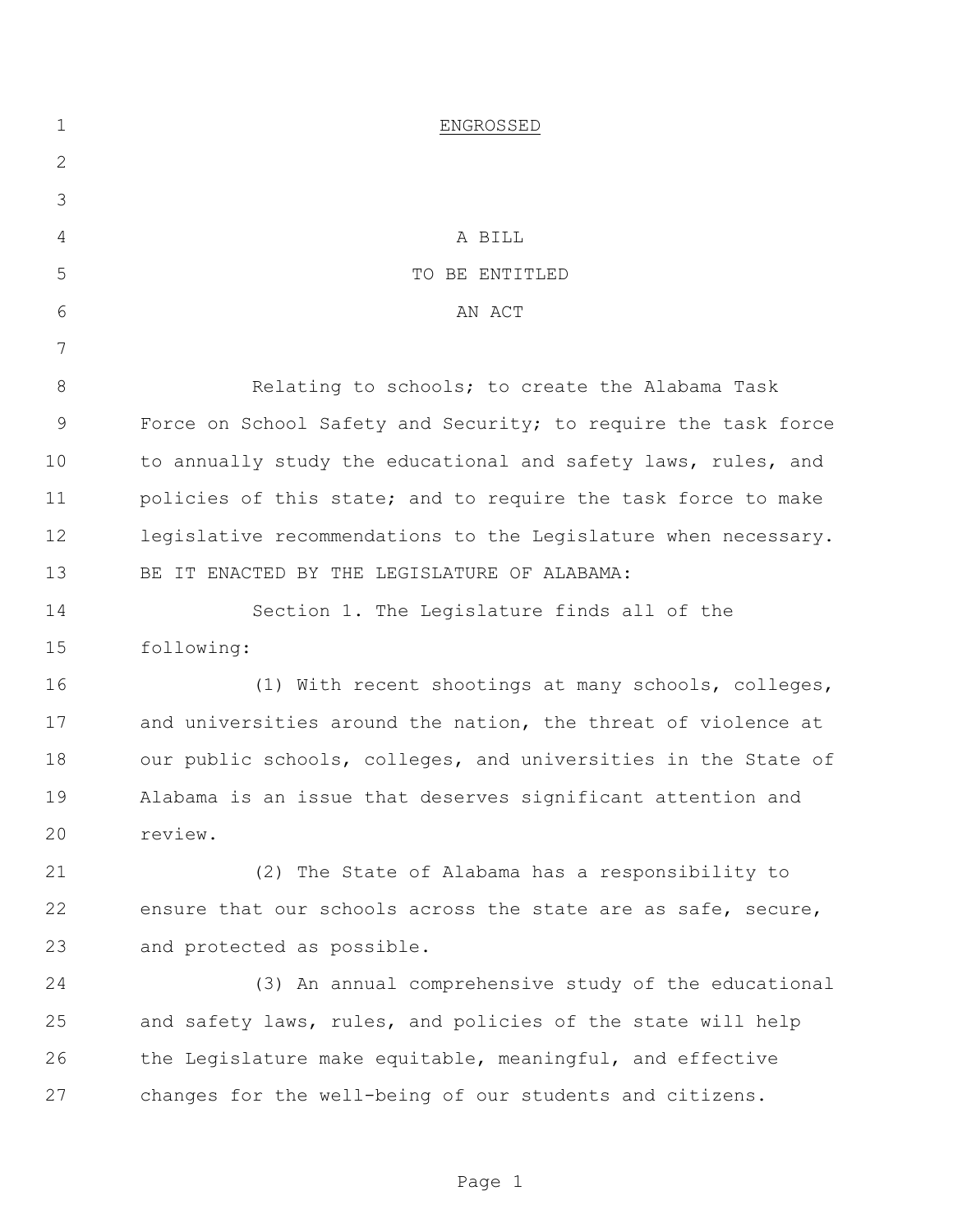ENGROSSED

A BILL
TO BE ENTITLED
AN ACT

Relating to schools; to create the Alabama Task Force on School Safety and Security; to require the task force to annually study the educational and safety laws, rules, and policies of this state; and to require the task force to make legislative recommendations to the Legislature when necessary.

BE IT ENACTED BY THE LEGISLATURE OF ALABAMA:

Section 1. The Legislature finds all of the following:

(1) With recent shootings at many schools, colleges, and universities around the nation, the threat of violence at our public schools, colleges, and universities in the State of Alabama is an issue that deserves significant attention and review.

(2) The State of Alabama has a responsibility to ensure that our schools across the state are as safe, secure, and protected as possible.

(3) An annual comprehensive study of the educational and safety laws, rules, and policies of the state will help the Legislature make equitable, meaningful, and effective changes for the well-being of our students and citizens.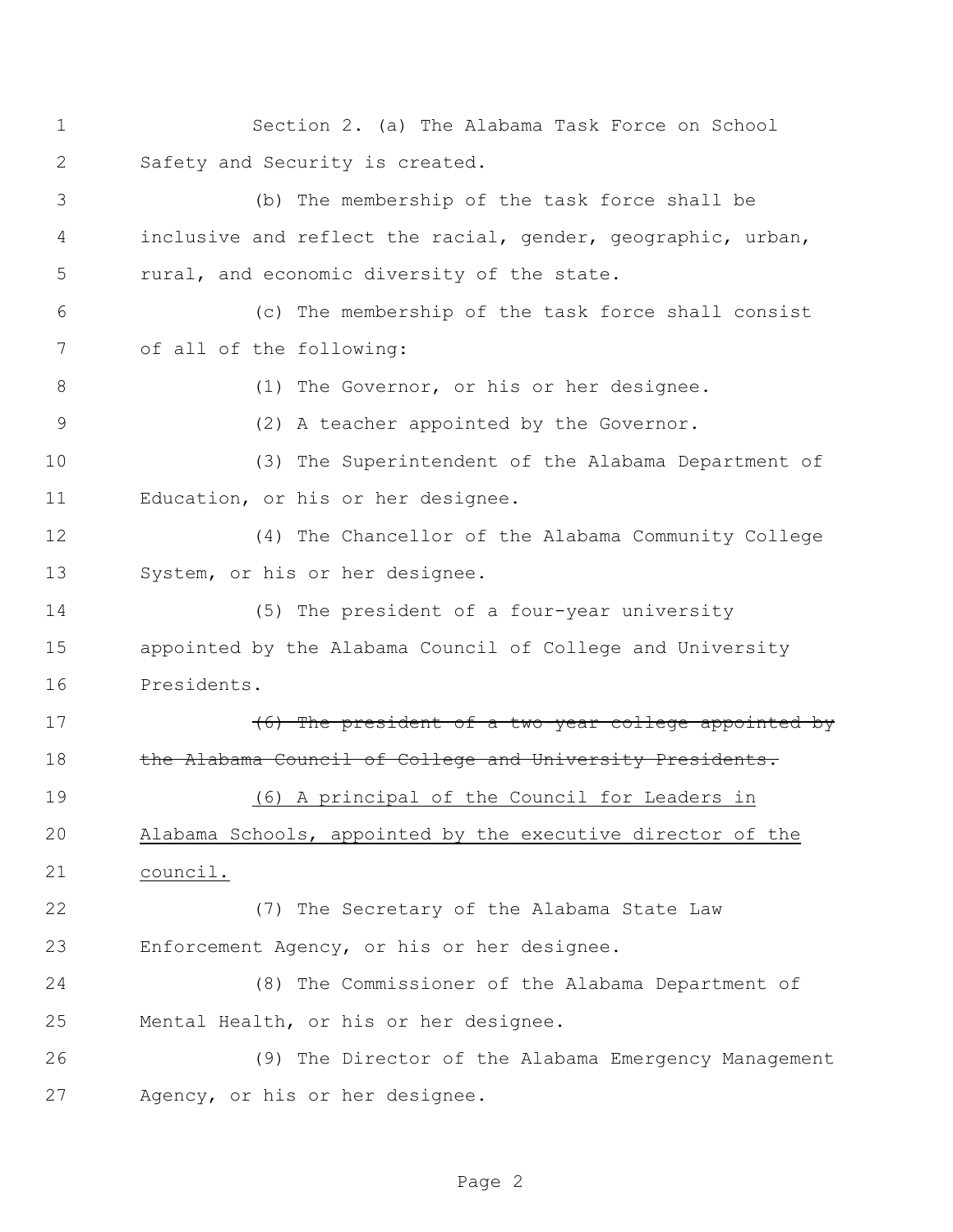Section 2. (a) The Alabama Task Force on School Safety and Security is created.

(b) The membership of the task force shall be inclusive and reflect the racial, gender, geographic, urban, rural, and economic diversity of the state.

(c) The membership of the task force shall consist of all of the following:

(1) The Governor, or his or her designee.

(2) A teacher appointed by the Governor.

(3) The Superintendent of the Alabama Department of Education, or his or her designee.

(4) The Chancellor of the Alabama Community College System, or his or her designee.

(5) The president of a four-year university appointed by the Alabama Council of College and University Presidents.

~~(6) The president of a two-year college appointed by the Alabama Council of College and University Presidents.~~

<u>(6) A principal of the Council for Leaders in Alabama Schools, appointed by the executive director of the council.</u>

(7) The Secretary of the Alabama State Law Enforcement Agency, or his or her designee.

(8) The Commissioner of the Alabama Department of Mental Health, or his or her designee.

(9) The Director of the Alabama Emergency Management Agency, or his or her designee.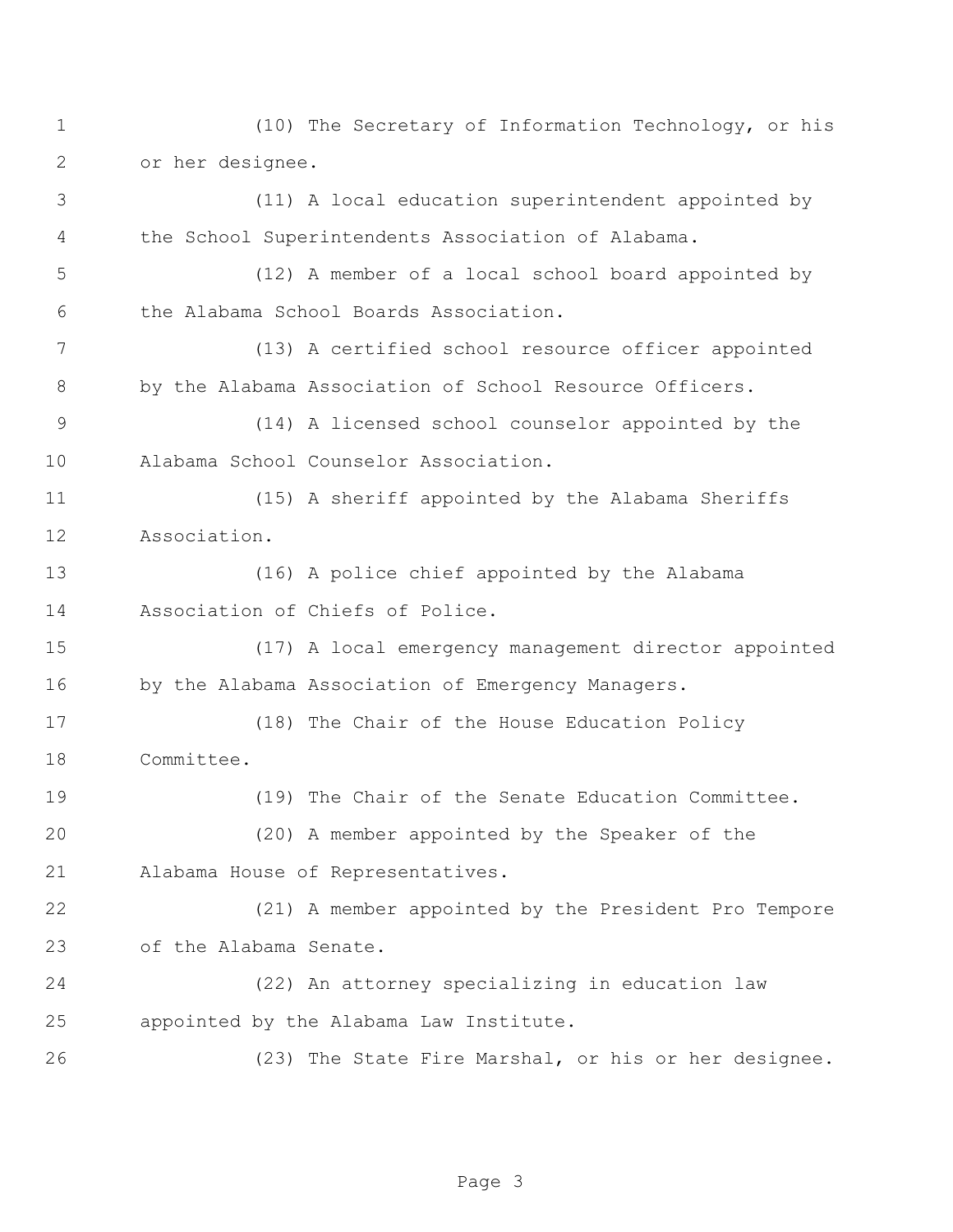(10) The Secretary of Information Technology, or his or her designee.

(11) A local education superintendent appointed by the School Superintendents Association of Alabama.

(12) A member of a local school board appointed by the Alabama School Boards Association.

(13) A certified school resource officer appointed by the Alabama Association of School Resource Officers.

(14) A licensed school counselor appointed by the Alabama School Counselor Association.

(15) A sheriff appointed by the Alabama Sheriffs Association.

(16) A police chief appointed by the Alabama Association of Chiefs of Police.

(17) A local emergency management director appointed by the Alabama Association of Emergency Managers.

(18) The Chair of the House Education Policy Committee.

(19) The Chair of the Senate Education Committee.

(20) A member appointed by the Speaker of the Alabama House of Representatives.

(21) A member appointed by the President Pro Tempore of the Alabama Senate.

(22) An attorney specializing in education law appointed by the Alabama Law Institute.

(23) The State Fire Marshal, or his or her designee.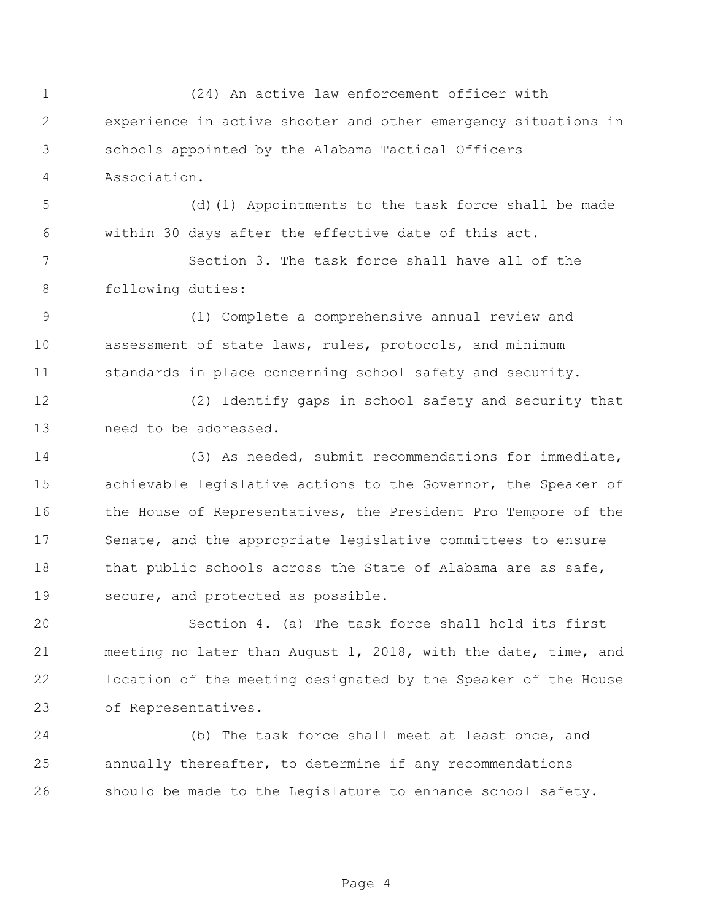(24) An active law enforcement officer with experience in active shooter and other emergency situations in schools appointed by the Alabama Tactical Officers Association.

(d)(1) Appointments to the task force shall be made within 30 days after the effective date of this act.

Section 3. The task force shall have all of the following duties:

(1) Complete a comprehensive annual review and assessment of state laws, rules, protocols, and minimum standards in place concerning school safety and security.

(2) Identify gaps in school safety and security that need to be addressed.

(3) As needed, submit recommendations for immediate, achievable legislative actions to the Governor, the Speaker of the House of Representatives, the President Pro Tempore of the Senate, and the appropriate legislative committees to ensure that public schools across the State of Alabama are as safe, secure, and protected as possible.

Section 4. (a) The task force shall hold its first meeting no later than August 1, 2018, with the date, time, and location of the meeting designated by the Speaker of the House of Representatives.

(b) The task force shall meet at least once, and annually thereafter, to determine if any recommendations should be made to the Legislature to enhance school safety.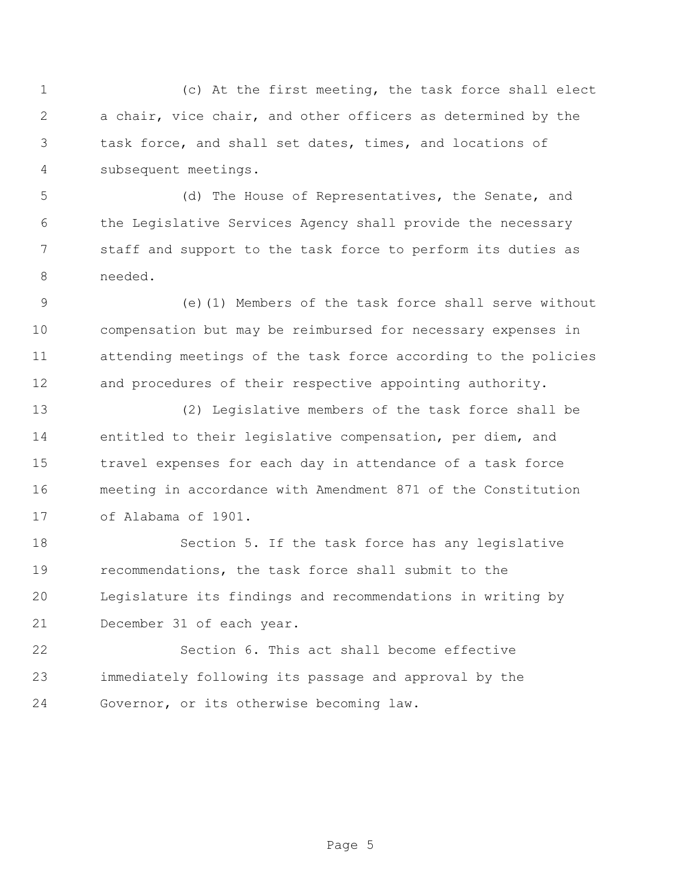(c) At the first meeting, the task force shall elect a chair, vice chair, and other officers as determined by the task force, and shall set dates, times, and locations of subsequent meetings.

(d) The House of Representatives, the Senate, and the Legislative Services Agency shall provide the necessary staff and support to the task force to perform its duties as needed.

(e)(1) Members of the task force shall serve without compensation but may be reimbursed for necessary expenses in attending meetings of the task force according to the policies and procedures of their respective appointing authority.

(2) Legislative members of the task force shall be entitled to their legislative compensation, per diem, and travel expenses for each day in attendance of a task force meeting in accordance with Amendment 871 of the Constitution of Alabama of 1901.

Section 5. If the task force has any legislative recommendations, the task force shall submit to the Legislature its findings and recommendations in writing by December 31 of each year.

Section 6. This act shall become effective immediately following its passage and approval by the Governor, or its otherwise becoming law.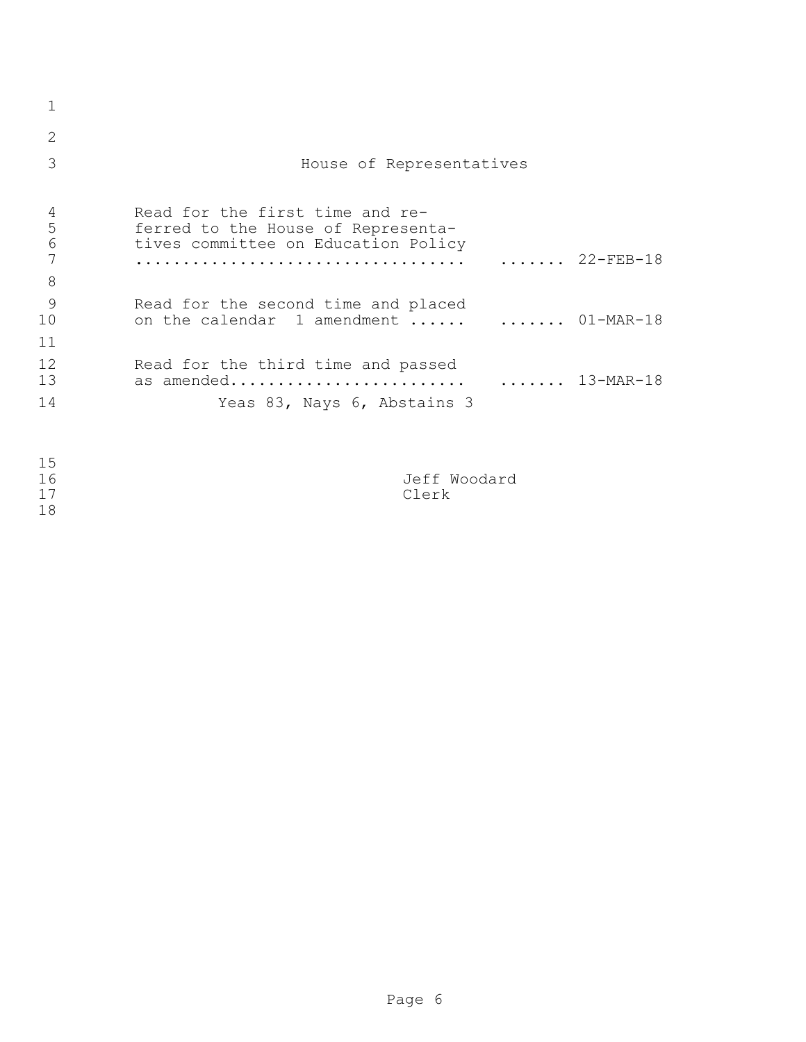House of Representatives

Read for the first time and referred to the House of Representatives committee on Education Policy .................................. ....... 22-FEB-18

Read for the second time and placed on the calendar 1 amendment ...... ....... 01-MAR-18

Read for the third time and passed as amended........................ ....... 13-MAR-18

Yeas 83, Nays 6, Abstains 3

Jeff Woodard
Clerk